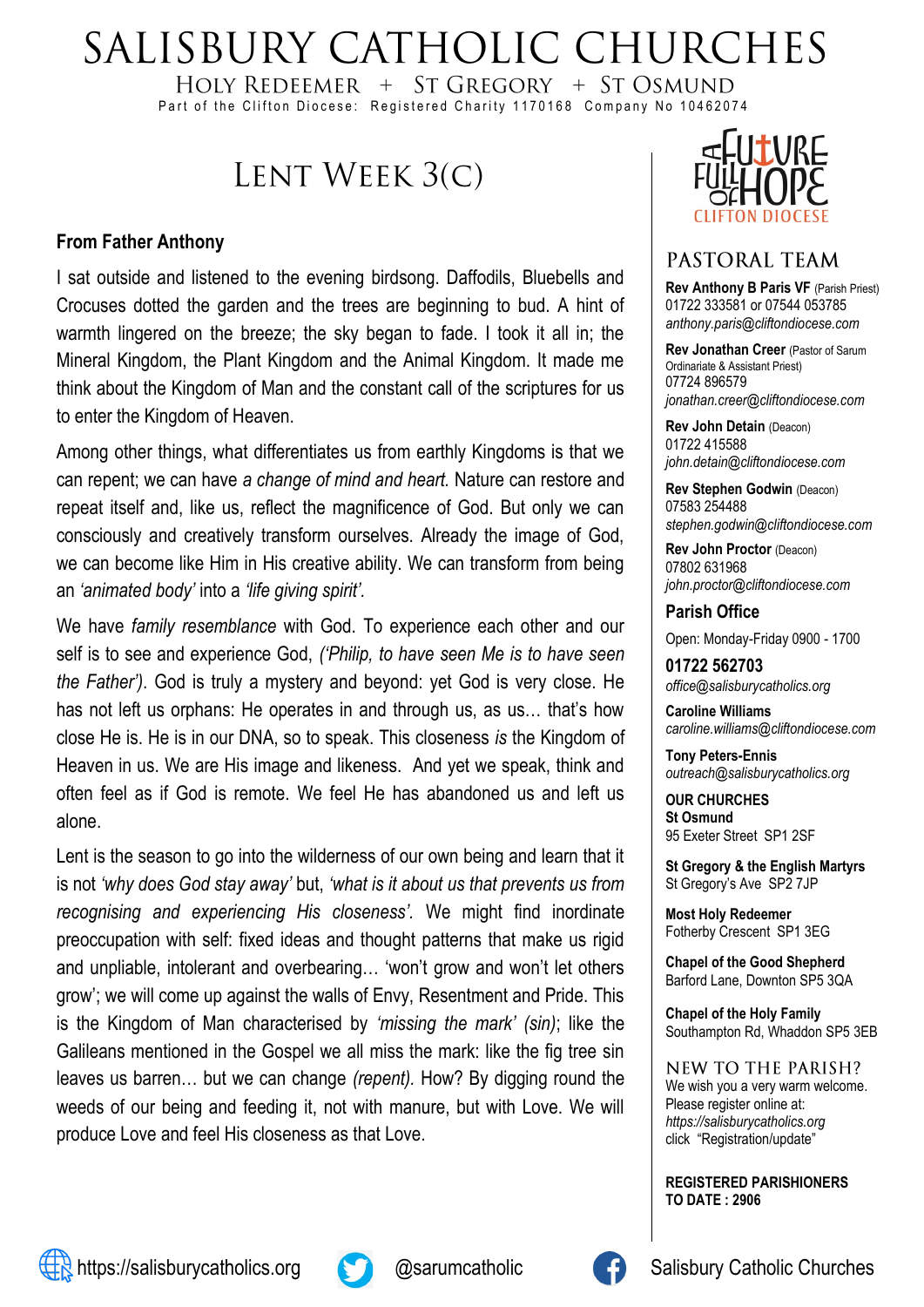# SALISBURY CATHOLIC CHURCHES

HOLY REDEEMER + ST GREGORY + ST OSMUND

Part of the Clifton Diocese: Registered Charity 1170168 Company No 10462074

## LENT WEEK 3(C)

### From Father Anthony

I sat outside and listened to the evening birdsong. Daffodils, Bluebells and Crocuses dotted the garden and the trees are beginning to bud. A hint of warmth lingered on the breeze; the sky began to fade. I took it all in; the Mineral Kingdom, the Plant Kingdom and the Animal Kingdom. It made me think about the Kingdom of Man and the constant call of the scriptures for us to enter the Kingdom of Heaven.

Among other things, what differentiates us from earthly Kingdoms is that we can repent; we can have *a change of mind and heart*. Nature can restore and repeat itself and, like us, reflect the magnificence of God. But only we can consciously and creatively transform ourselves. Already the image of God, we can become like Him in His creative ability. We can transform from being an *'animated body'* into a *'life giving spirit'.*

We have *family resemblance* with God. To experience each other and our self is to see and experience God, *('Philip, to have seen Me is to have seen the Father')*. God is truly a mystery and beyond: yet God is very close. He has not left us orphans: He operates in and through us, as us… that's how close He is. He is in our DNA, so to speak. This closeness *is* the Kingdom of Heaven in us. We are His image and likeness. And yet we speak, think and often feel as if God is remote. We feel He has abandoned us and left us alone.

Lent is the season to go into the wilderness of our own being and learn that it is not *'why does God stay away'* but, *'what is it about us that prevents us from recognising and experiencing His closeness'.* We might find inordinate preoccupation with self: fixed ideas and thought patterns that make us rigid and unpliable, intolerant and overbearing… 'won't grow and won't let others grow'; we will come up against the walls of Envy, Resentment and Pride. This is the Kingdom of Man characterised by *'missing the mark' (sin)*; like the Galileans mentioned in the Gospel we all miss the mark: like the fig tree sin leaves us barren… but we can change *(repent).* How? By digging round the weeds of our being and feeding it, not with manure, but with Love. We will produce Love and feel His closeness as that Love.

A FUTURE FULL OF HOPE — CLIFTON DIOCESE

## PASTORAL TEAM

**Rev Anthony B Paris VF** (Parish Priest)
01722 333581 or 07544 053785
*anthony.paris@cliftondiocese.com*

**Rev Jonathan Creer** (Pastor of Sarum Ordinariate & Assistant Priest)
07724 896579
*jonathan.creer@cliftondiocese.com*

**Rev John Detain** (Deacon)
01722 415588
*john.detain@cliftondiocese.com*

**Rev Stephen Godwin** (Deacon)
07583 254488
*stephen.godwin@cliftondiocese.com*

**Rev John Proctor** (Deacon)
07802 631968
*john.proctor@cliftondiocese.com*

### Parish Office

Open: Monday-Friday 0900 - 1700

**01722 562703**
*office@salisburycatholics.org*

**Caroline Williams**
*caroline.williams@cliftondiocese.com*

**Tony Peters-Ennis**
*outreach@salisburycatholics.org*

**OUR CHURCHES**

**St Osmund**
95 Exeter Street SP1 2SF

**St Gregory & the English Martyrs**
St Gregory's Ave SP2 7JP

**Most Holy Redeemer**
Fotherby Crescent SP1 3EG

**Chapel of the Good Shepherd**
Barford Lane, Downton SP5 3QA

**Chapel of the Holy Family**
Southampton Rd, Whaddon SP5 3EB

### NEW TO THE PARISH?

We wish you a very warm welcome.
Please register online at:
*https://salisburycatholics.org*
click "Registration/update"

**REGISTERED PARISHIONERS TO DATE : 2906**

https://salisburycatholics.org @sarumcatholic Salisbury Catholic Churches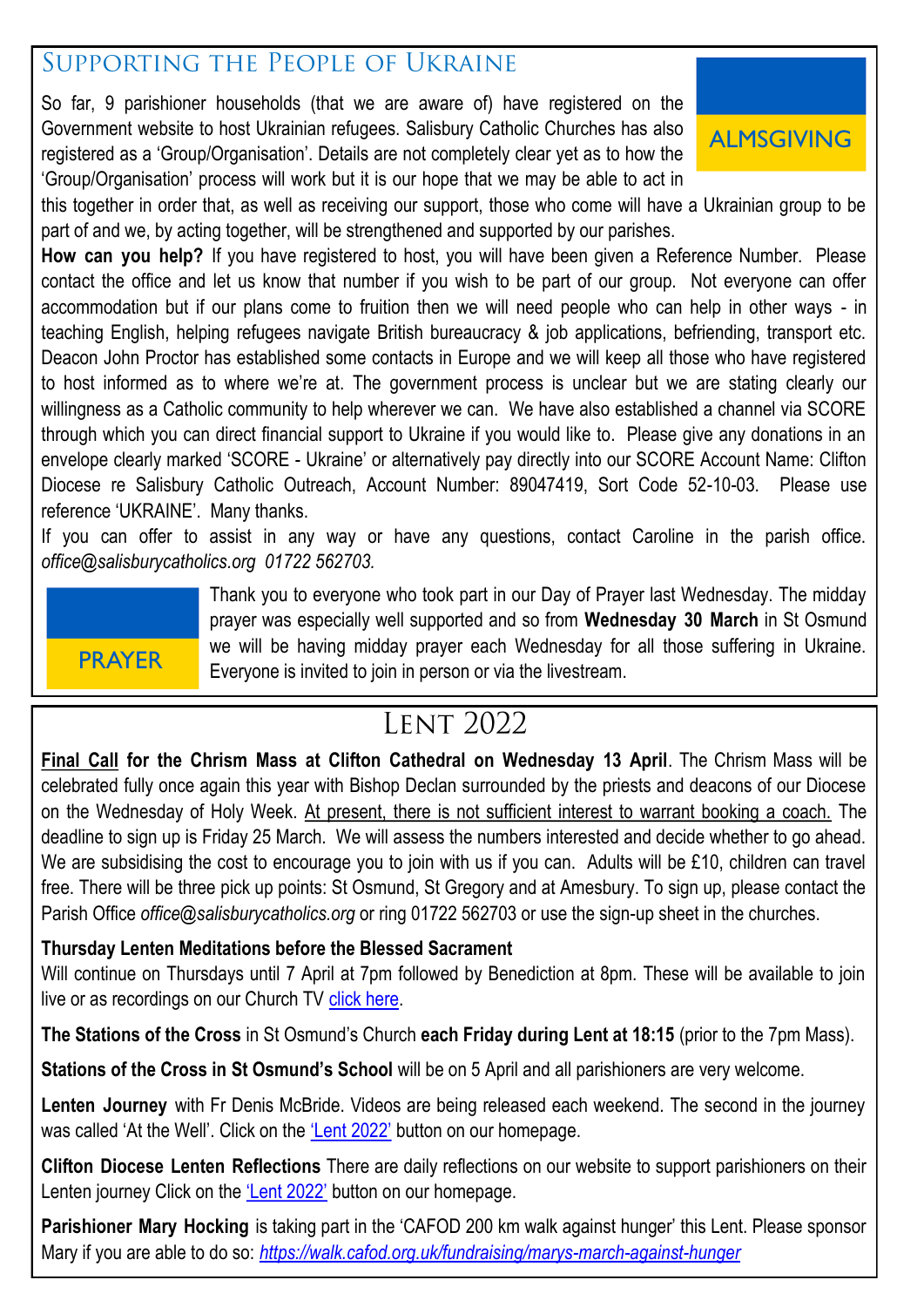## Supporting the People of Ukraine

ALMSGIVING

So far, 9 parishioner households (that we are aware of) have registered on the Government website to host Ukrainian refugees. Salisbury Catholic Churches has also registered as a 'Group/Organisation'. Details are not completely clear yet as to how the 'Group/Organisation' process will work but it is our hope that we may be able to act in this together in order that, as well as receiving our support, those who come will have a Ukrainian group to be part of and we, by acting together, will be strengthened and supported by our parishes.

**How can you help?** If you have registered to host, you will have been given a Reference Number. Please contact the office and let us know that number if you wish to be part of our group. Not everyone can offer accommodation but if our plans come to fruition then we will need people who can help in other ways - in teaching English, helping refugees navigate British bureaucracy & job applications, befriending, transport etc. Deacon John Proctor has established some contacts in Europe and we will keep all those who have registered to host informed as to where we're at. The government process is unclear but we are stating clearly our willingness as a Catholic community to help wherever we can. We have also established a channel via SCORE through which you can direct financial support to Ukraine if you would like to. Please give any donations in an envelope clearly marked 'SCORE - Ukraine' or alternatively pay directly into our SCORE Account Name: Clifton Diocese re Salisbury Catholic Outreach, Account Number: 89047419, Sort Code 52-10-03. Please use reference 'UKRAINE'. Many thanks.

If you can offer to assist in any way or have any questions, contact Caroline in the parish office. *office@salisburycatholics.org 01722 562703.*

PRAYER

Thank you to everyone who took part in our Day of Prayer last Wednesday. The midday prayer was especially well supported and so from **Wednesday 30 March** in St Osmund we will be having midday prayer each Wednesday for all those suffering in Ukraine. Everyone is invited to join in person or via the livestream.

## Lent 2022

**Final Call for the Chrism Mass at Clifton Cathedral on Wednesday 13 April**. The Chrism Mass will be celebrated fully once again this year with Bishop Declan surrounded by the priests and deacons of our Diocese on the Wednesday of Holy Week. At present, there is not sufficient interest to warrant booking a coach. The deadline to sign up is Friday 25 March. We will assess the numbers interested and decide whether to go ahead. We are subsidising the cost to encourage you to join with us if you can. Adults will be £10, children can travel free. There will be three pick up points: St Osmund, St Gregory and at Amesbury. To sign up, please contact the Parish Office *office@salisburycatholics.org* or ring 01722 562703 or use the sign-up sheet in the churches.

**Thursday Lenten Meditations before the Blessed Sacrament**
Will continue on Thursdays until 7 April at 7pm followed by Benediction at 8pm. These will be available to join live or as recordings on our Church TV click here.

**The Stations of the Cross** in St Osmund's Church **each Friday during Lent at 18:15** (prior to the 7pm Mass).

**Stations of the Cross in St Osmund's School** will be on 5 April and all parishioners are very welcome.

**Lenten Journey** with Fr Denis McBride. Videos are being released each weekend. The second in the journey was called 'At the Well'. Click on the 'Lent 2022' button on our homepage.

**Clifton Diocese Lenten Reflections** There are daily reflections on our website to support parishioners on their Lenten journey Click on the 'Lent 2022' button on our homepage.

**Parishioner Mary Hocking** is taking part in the 'CAFOD 200 km walk against hunger' this Lent. Please sponsor Mary if you are able to do so: *https://walk.cafod.org.uk/fundraising/marys-march-against-hunger*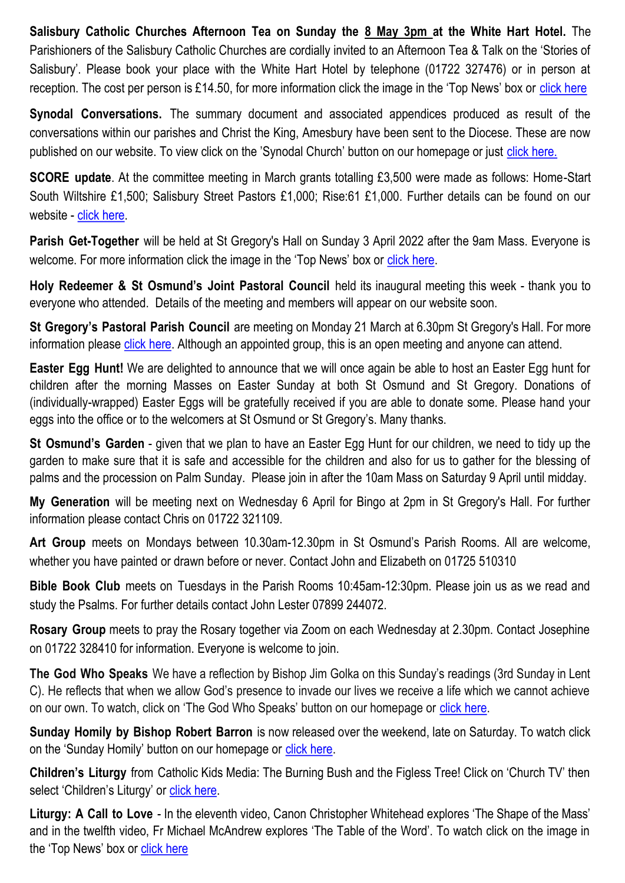**Salisbury Catholic Churches Afternoon Tea on Sunday the 8 May 3pm at the White Hart Hotel.** The Parishioners of the Salisbury Catholic Churches are cordially invited to an Afternoon Tea & Talk on the 'Stories of Salisbury'. Please book your place with the White Hart Hotel by telephone (01722 327476) or in person at reception. The cost per person is £14.50, for more information click the image in the 'Top News' box or click here

**Synodal Conversations.** The summary document and associated appendices produced as result of the conversations within our parishes and Christ the King, Amesbury have been sent to the Diocese. These are now published on our website. To view click on the 'Synodal Church' button on our homepage or just click here.

**SCORE update**. At the committee meeting in March grants totalling £3,500 were made as follows: Home-Start South Wiltshire £1,500; Salisbury Street Pastors £1,000; Rise:61 £1,000. Further details can be found on our website - click here.

**Parish Get-Together** will be held at St Gregory's Hall on Sunday 3 April 2022 after the 9am Mass. Everyone is welcome. For more information click the image in the 'Top News' box or click here.

**Holy Redeemer & St Osmund's Joint Pastoral Council** held its inaugural meeting this week - thank you to everyone who attended. Details of the meeting and members will appear on our website soon.

**St Gregory's Pastoral Parish Council** are meeting on Monday 21 March at 6.30pm St Gregory's Hall. For more information please click here. Although an appointed group, this is an open meeting and anyone can attend.

**Easter Egg Hunt!** We are delighted to announce that we will once again be able to host an Easter Egg hunt for children after the morning Masses on Easter Sunday at both St Osmund and St Gregory. Donations of (individually-wrapped) Easter Eggs will be gratefully received if you are able to donate some. Please hand your eggs into the office or to the welcomers at St Osmund or St Gregory's. Many thanks.

**St Osmund's Garden** - given that we plan to have an Easter Egg Hunt for our children, we need to tidy up the garden to make sure that it is safe and accessible for the children and also for us to gather for the blessing of palms and the procession on Palm Sunday. Please join in after the 10am Mass on Saturday 9 April until midday.

**My Generation** will be meeting next on Wednesday 6 April for Bingo at 2pm in St Gregory's Hall. For further information please contact Chris on 01722 321109.

**Art Group** meets on Mondays between 10.30am-12.30pm in St Osmund's Parish Rooms. All are welcome, whether you have painted or drawn before or never. Contact John and Elizabeth on 01725 510310

**Bible Book Club** meets on Tuesdays in the Parish Rooms 10:45am-12:30pm. Please join us as we read and study the Psalms. For further details contact John Lester 07899 244072.

**Rosary Group** meets to pray the Rosary together via Zoom on each Wednesday at 2.30pm. Contact Josephine on 01722 328410 for information. Everyone is welcome to join.

**The God Who Speaks** We have a reflection by Bishop Jim Golka on this Sunday's readings (3rd Sunday in Lent C). He reflects that when we allow God's presence to invade our lives we receive a life which we cannot achieve on our own. To watch, click on 'The God Who Speaks' button on our homepage or click here.

**Sunday Homily by Bishop Robert Barron** is now released over the weekend, late on Saturday. To watch click on the 'Sunday Homily' button on our homepage or click here.

**Children's Liturgy** from Catholic Kids Media: The Burning Bush and the Figless Tree! Click on 'Church TV' then select 'Children's Liturgy' or click here.

**Liturgy: A Call to Love** - In the eleventh video, Canon Christopher Whitehead explores 'The Shape of the Mass' and in the twelfth video, Fr Michael McAndrew explores 'The Table of the Word'. To watch click on the image in the 'Top News' box or click here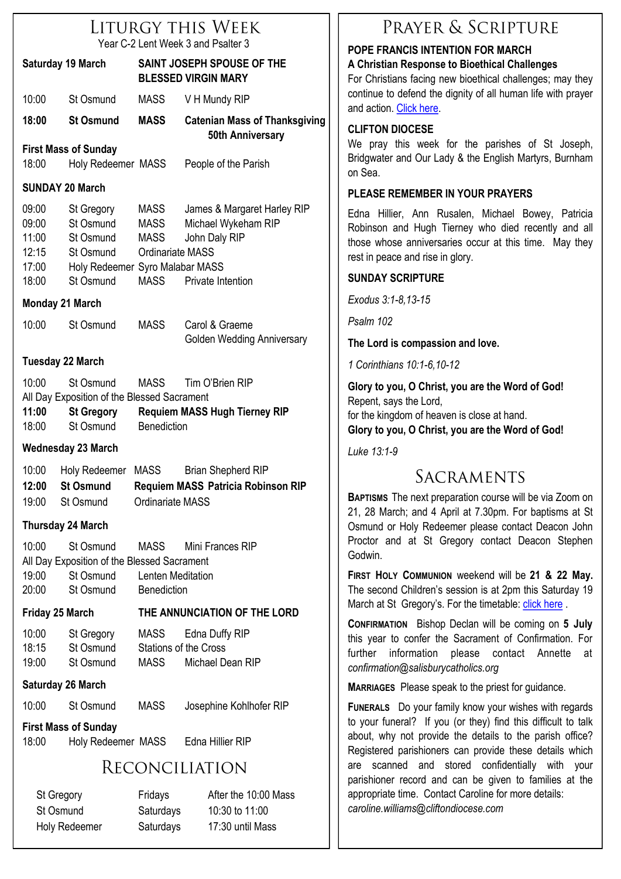# Liturgy this Week

Year C-2 Lent Week 3 and Psalter 3

**Saturday 19 March** — **SAINT JOSEPH SPOUSE OF THE BLESSED VIRGIN MARY**

| | | | |
|---|---|---|---|
| 10:00 | St Osmund | MASS | V H Mundy RIP |
| **18:00** | **St Osmund** | **MASS** | **Catenian Mass of Thanksgiving 50th Anniversary** |

**First Mass of Sunday**

| | | | |
|---|---|---|---|
| 18:00 | Holy Redeemer | MASS | People of the Parish |

**SUNDAY 20 March**

| | | | |
|---|---|---|---|
| 09:00 | St Gregory | MASS | James & Margaret Harley RIP |
| 09:00 | St Osmund | MASS | Michael Wykeham RIP |
| 11:00 | St Osmund | MASS | John Daly RIP |
| 12:15 | St Osmund | Ordinariate MASS | |
| 17:00 | Holy Redeemer | Syro Malabar MASS | |
| 18:00 | St Osmund | MASS | Private Intention |

**Monday 21 March**

| | | | |
|---|---|---|---|
| 10:00 | St Osmund | MASS | Carol & Graeme Golden Wedding Anniversary |

**Tuesday 22 March**

| | | | |
|---|---|---|---|
| 10:00 | St Osmund | MASS | Tim O'Brien RIP |

All Day Exposition of the Blessed Sacrament

| | | | |
|---|---|---|---|
| **11:00** | **St Gregory** | **Requiem MASS Hugh Tierney RIP** | |
| 18:00 | St Osmund | Benediction | |

**Wednesday 23 March**

| | | | |
|---|---|---|---|
| 10:00 | Holy Redeemer | MASS | Brian Shepherd RIP |
| **12:00** | **St Osmund** | **Requiem MASS Patricia Robinson RIP** | |
| 19:00 | St Osmund | Ordinariate MASS | |

**Thursday 24 March**

| | | | |
|---|---|---|---|
| 10:00 | St Osmund | MASS | Mini Frances RIP |

All Day Exposition of the Blessed Sacrament

| | | | |
|---|---|---|---|
| 19:00 | St Osmund | Lenten Meditation | |
| 20:00 | St Osmund | Benediction | |

**Friday 25 March** — **THE ANNUNCIATION OF THE LORD**

| | | | |
|---|---|---|---|
| 10:00 | St Gregory | MASS | Edna Duffy RIP |
| 18:15 | St Osmund | Stations of the Cross | |
| 19:00 | St Osmund | MASS | Michael Dean RIP |

**Saturday 26 March**

| | | | |
|---|---|---|---|
| 10:00 | St Osmund | MASS | Josephine Kohlhofer RIP |

**First Mass of Sunday**

| | | | |
|---|---|---|---|
| 18:00 | Holy Redeemer | MASS | Edna Hillier RIP |

# Reconciliation

| | | |
|---|---|---|
| St Gregory | Fridays | After the 10:00 Mass |
| St Osmund | Saturdays | 10:30 to 11:00 |
| Holy Redeemer | Saturdays | 17:30 until Mass |

# Prayer & Scripture

**POPE FRANCIS INTENTION FOR MARCH**

**A Christian Response to Bioethical Challenges**

For Christians facing new bioethical challenges; may they continue to defend the dignity of all human life with prayer and action. Click here.

**CLIFTON DIOCESE**

We pray this week for the parishes of St Joseph, Bridgwater and Our Lady & the English Martyrs, Burnham on Sea.

**PLEASE REMEMBER IN YOUR PRAYERS**

Edna Hillier, Ann Rusalen, Michael Bowey, Patricia Robinson and Hugh Tierney who died recently and all those whose anniversaries occur at this time. May they rest in peace and rise in glory.

**SUNDAY SCRIPTURE**

*Exodus 3:1-8,13-15*

*Psalm 102*

**The Lord is compassion and love.**

*1 Corinthians 10:1-6,10-12*

**Glory to you, O Christ, you are the Word of God!**
Repent, says the Lord,
for the kingdom of heaven is close at hand.
**Glory to you, O Christ, you are the Word of God!**

*Luke 13:1-9*

# Sacraments

**BAPTISMS** The next preparation course will be via Zoom on 21, 28 March; and 4 April at 7.30pm. For baptisms at St Osmund or Holy Redeemer please contact Deacon John Proctor and at St Gregory contact Deacon Stephen Godwin.

**FIRST HOLY COMMUNION** weekend will be **21 & 22 May.** The second Children's session is at 2pm this Saturday 19 March at St Gregory's. For the timetable: click here .

**CONFIRMATION** Bishop Declan will be coming on **5 July** this year to confer the Sacrament of Confirmation. For further information please contact Annette at *confirmation@salisburycatholics.org*

**MARRIAGES** Please speak to the priest for guidance.

**FUNERALS** Do your family know your wishes with regards to your funeral? If you (or they) find this difficult to talk about, why not provide the details to the parish office? Registered parishioners can provide these details which are scanned and stored confidentially with your parishioner record and can be given to families at the appropriate time. Contact Caroline for more details: *caroline.williams@cliftondiocese.com*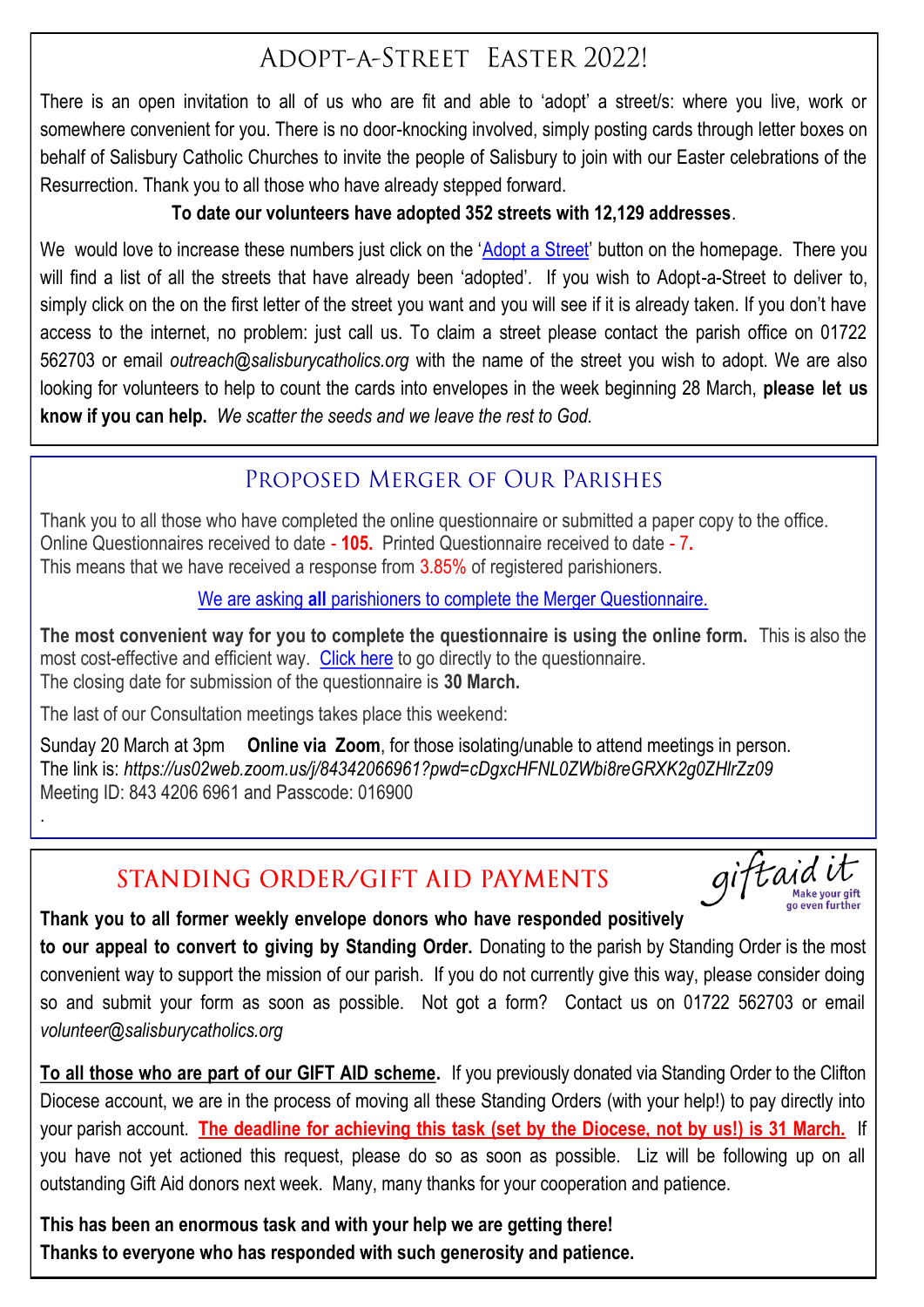## Adopt-a-Street Easter 2022!

There is an open invitation to all of us who are fit and able to 'adopt' a street/s: where you live, work or somewhere convenient for you. There is no door-knocking involved, simply posting cards through letter boxes on behalf of Salisbury Catholic Churches to invite the people of Salisbury to join with our Easter celebrations of the Resurrection. Thank you to all those who have already stepped forward.

**To date our volunteers have adopted 352 streets with 12,129 addresses**.

We would love to increase these numbers just click on the 'Adopt a Street' button on the homepage. There you will find a list of all the streets that have already been 'adopted'. If you wish to Adopt-a-Street to deliver to, simply click on the on the first letter of the street you want and you will see if it is already taken. If you don't have access to the internet, no problem: just call us. To claim a street please contact the parish office on 01722 562703 or email *outreach@salisburycatholics.org* with the name of the street you wish to adopt. We are also looking for volunteers to help to count the cards into envelopes in the week beginning 28 March, **please let us know if you can help.** *We scatter the seeds and we leave the rest to God.*

## Proposed Merger of Our Parishes

Thank you to all those who have completed the online questionnaire or submitted a paper copy to the office.
Online Questionnaires received to date - **105.** Printed Questionnaire received to date - 7.
This means that we have received a response from 3.85% of registered parishioners.

We are asking **all** parishioners to complete the Merger Questionnaire.

**The most convenient way for you to complete the questionnaire is using the online form.** This is also the most cost-effective and efficient way. Click here to go directly to the questionnaire.
The closing date for submission of the questionnaire is **30 March.**

The last of our Consultation meetings takes place this weekend:

Sunday 20 March at 3pm **Online via Zoom**, for those isolating/unable to attend meetings in person.
The link is: *https://us02web.zoom.us/j/84342066961?pwd=cDgxcHFNL0ZWbi8reGRXK2g0ZHlrZz09*
Meeting ID: 843 4206 6961 and Passcode: 016900

## Standing Order/Gift Aid Payments

giftaid it
Make your gift go even further

**Thank you to all former weekly envelope donors who have responded positively to our appeal to convert to giving by Standing Order.** Donating to the parish by Standing Order is the most convenient way to support the mission of our parish. If you do not currently give this way, please consider doing so and submit your form as soon as possible. Not got a form? Contact us on 01722 562703 or email *volunteer@salisburycatholics.org*

**To all those who are part of our GIFT AID scheme.** If you previously donated via Standing Order to the Clifton Diocese account, we are in the process of moving all these Standing Orders (with your help!) to pay directly into your parish account. **The deadline for achieving this task (set by the Diocese, not by us!) is 31 March.** If you have not yet actioned this request, please do so as soon as possible. Liz will be following up on all outstanding Gift Aid donors next week. Many, many thanks for your cooperation and patience.

**This has been an enormous task and with your help we are getting there!**
**Thanks to everyone who has responded with such generosity and patience.**